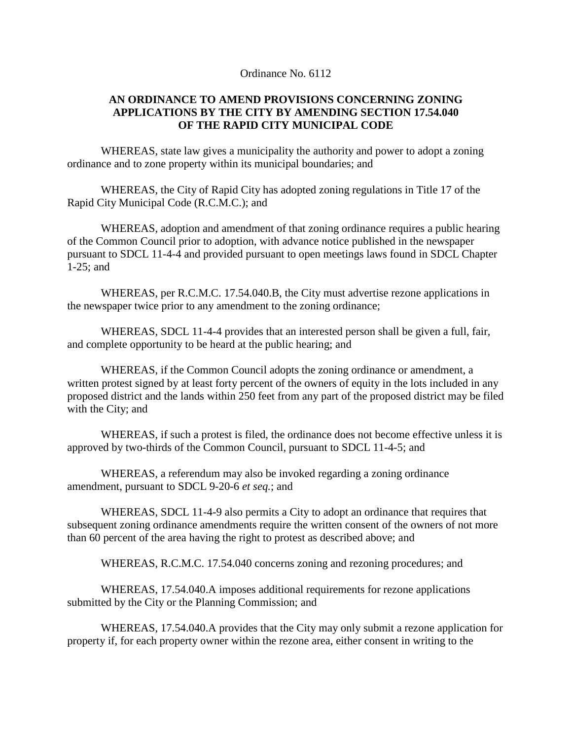Ordinance No. 6112

**AN ORDINANCE TO AMEND PROVISIONS CONCERNING ZONING APPLICATIONS BY THE CITY BY AMENDING SECTION 17.54.040 OF THE RAPID CITY MUNICIPAL CODE**

WHEREAS, state law gives a municipality the authority and power to adopt a zoning ordinance and to zone property within its municipal boundaries; and

WHEREAS, the City of Rapid City has adopted zoning regulations in Title 17 of the Rapid City Municipal Code (R.C.M.C.); and

WHEREAS, adoption and amendment of that zoning ordinance requires a public hearing of the Common Council prior to adoption, with advance notice published in the newspaper pursuant to SDCL 11-4-4 and provided pursuant to open meetings laws found in SDCL Chapter 1-25; and

WHEREAS, per R.C.M.C. 17.54.040.B, the City must advertise rezone applications in the newspaper twice prior to any amendment to the zoning ordinance;

WHEREAS, SDCL 11-4-4 provides that an interested person shall be given a full, fair, and complete opportunity to be heard at the public hearing; and

WHEREAS, if the Common Council adopts the zoning ordinance or amendment, a written protest signed by at least forty percent of the owners of equity in the lots included in any proposed district and the lands within 250 feet from any part of the proposed district may be filed with the City; and

WHEREAS, if such a protest is filed, the ordinance does not become effective unless it is approved by two-thirds of the Common Council, pursuant to SDCL 11-4-5; and

WHEREAS, a referendum may also be invoked regarding a zoning ordinance amendment, pursuant to SDCL 9-20-6 *et seq.*; and

WHEREAS, SDCL 11-4-9 also permits a City to adopt an ordinance that requires that subsequent zoning ordinance amendments require the written consent of the owners of not more than 60 percent of the area having the right to protest as described above; and

WHEREAS, R.C.M.C. 17.54.040 concerns zoning and rezoning procedures; and

WHEREAS, 17.54.040.A imposes additional requirements for rezone applications submitted by the City or the Planning Commission; and

WHEREAS, 17.54.040.A provides that the City may only submit a rezone application for property if, for each property owner within the rezone area, either consent in writing to the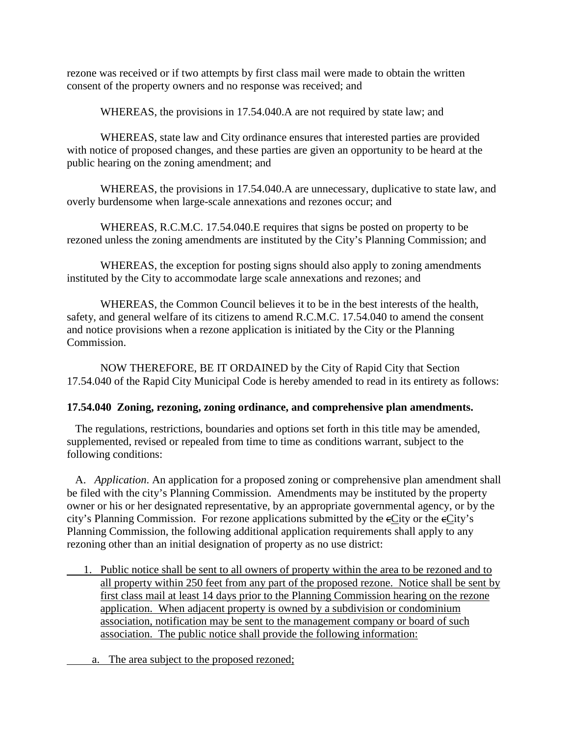rezone was received or if two attempts by first class mail were made to obtain the written consent of the property owners and no response was received; and

WHEREAS, the provisions in 17.54.040.A are not required by state law; and

WHEREAS, state law and City ordinance ensures that interested parties are provided with notice of proposed changes, and these parties are given an opportunity to be heard at the public hearing on the zoning amendment; and

WHEREAS, the provisions in 17.54.040.A are unnecessary, duplicative to state law, and overly burdensome when large-scale annexations and rezones occur; and

WHEREAS, R.C.M.C. 17.54.040.E requires that signs be posted on property to be rezoned unless the zoning amendments are instituted by the City's Planning Commission; and

WHEREAS, the exception for posting signs should also apply to zoning amendments instituted by the City to accommodate large scale annexations and rezones; and

WHEREAS, the Common Council believes it to be in the best interests of the health, safety, and general welfare of its citizens to amend R.C.M.C. 17.54.040 to amend the consent and notice provisions when a rezone application is initiated by the City or the Planning Commission.

NOW THEREFORE, BE IT ORDAINED by the City of Rapid City that Section 17.54.040 of the Rapid City Municipal Code is hereby amended to read in its entirety as follows:

**17.54.040 Zoning, rezoning, zoning ordinance, and comprehensive plan amendments.**

The regulations, restrictions, boundaries and options set forth in this title may be amended, supplemented, revised or repealed from time to time as conditions warrant, subject to the following conditions:

A. *Application*. An application for a proposed zoning or comprehensive plan amendment shall be filed with the city's Planning Commission. Amendments may be instituted by the property owner or his or her designated representative, by an appropriate governmental agency, or by the city's Planning Commission. For rezone applications submitted by the ~~c~~City or the ~~c~~City's Planning Commission, the following additional application requirements shall apply to any rezoning other than an initial designation of property as no use district:

1. Public notice shall be sent to all owners of property within the area to be rezoned and to all property within 250 feet from any part of the proposed rezone. Notice shall be sent by first class mail at least 14 days prior to the Planning Commission hearing on the rezone application. When adjacent property is owned by a subdivision or condominium association, notification may be sent to the management company or board of such association. The public notice shall provide the following information:

   a. The area subject to the proposed rezoned;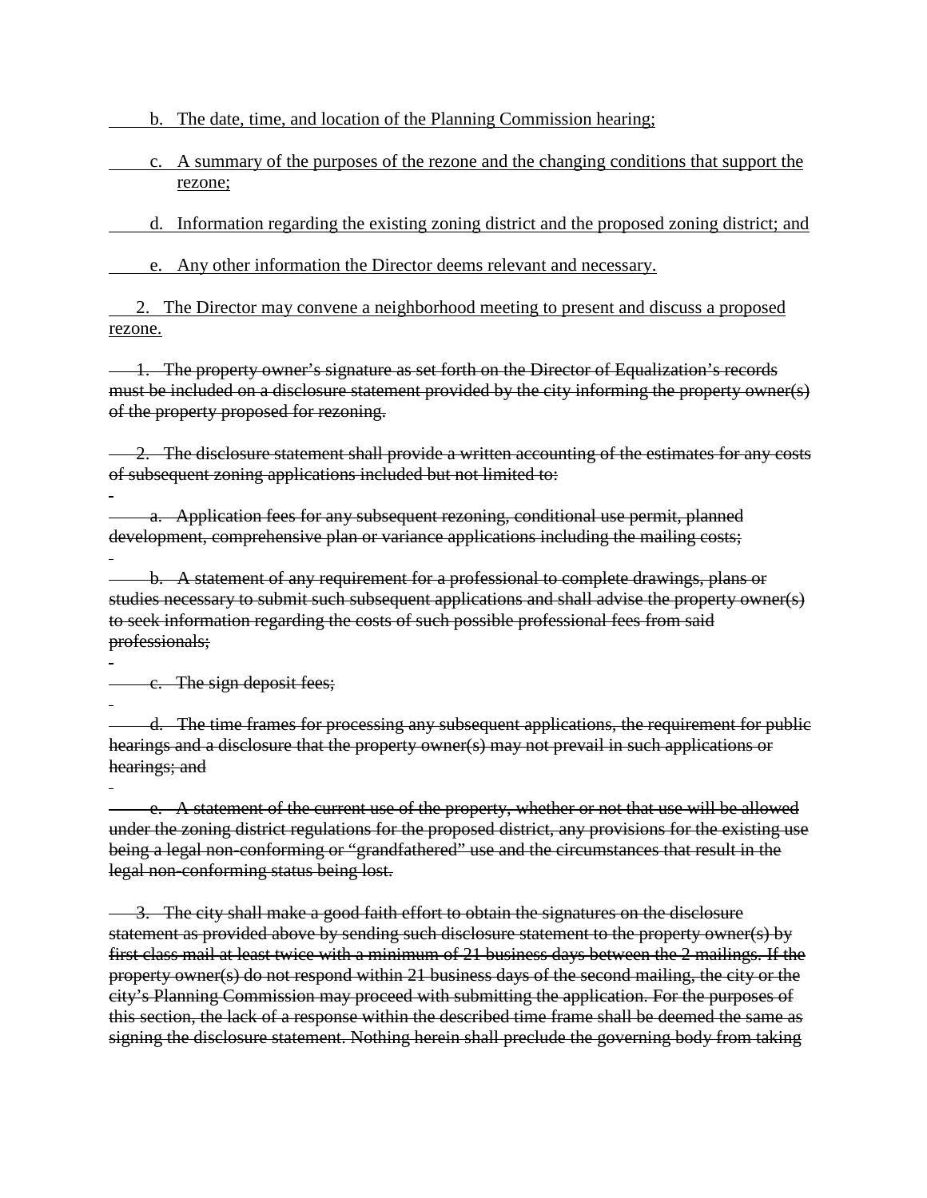b. The date, time, and location of the Planning Commission hearing;

c. A summary of the purposes of the rezone and the changing conditions that support the rezone;

d. Information regarding the existing zoning district and the proposed zoning district; and

e. Any other information the Director deems relevant and necessary.

2. The Director may convene a neighborhood meeting to present and discuss a proposed rezone.

~~1. The property owner's signature as set forth on the Director of Equalization's records must be included on a disclosure statement provided by the city informing the property owner(s) of the property proposed for rezoning.~~

~~2. The disclosure statement shall provide a written accounting of the estimates for any costs of subsequent zoning applications included but not limited to:~~

~~a. Application fees for any subsequent rezoning, conditional use permit, planned development, comprehensive plan or variance applications including the mailing costs;~~

~~b. A statement of any requirement for a professional to complete drawings, plans or studies necessary to submit such subsequent applications and shall advise the property owner(s) to seek information regarding the costs of such possible professional fees from said professionals;~~

~~c. The sign deposit fees;~~

~~d. The time frames for processing any subsequent applications, the requirement for public hearings and a disclosure that the property owner(s) may not prevail in such applications or hearings; and~~

~~e. A statement of the current use of the property, whether or not that use will be allowed under the zoning district regulations for the proposed district, any provisions for the existing use being a legal non-conforming or "grandfathered" use and the circumstances that result in the legal non-conforming status being lost.~~

~~3. The city shall make a good faith effort to obtain the signatures on the disclosure statement as provided above by sending such disclosure statement to the property owner(s) by first class mail at least twice with a minimum of 21 business days between the 2 mailings. If the property owner(s) do not respond within 21 business days of the second mailing, the city or the city's Planning Commission may proceed with submitting the application. For the purposes of this section, the lack of a response within the described time frame shall be deemed the same as signing the disclosure statement. Nothing herein shall preclude the governing body from taking~~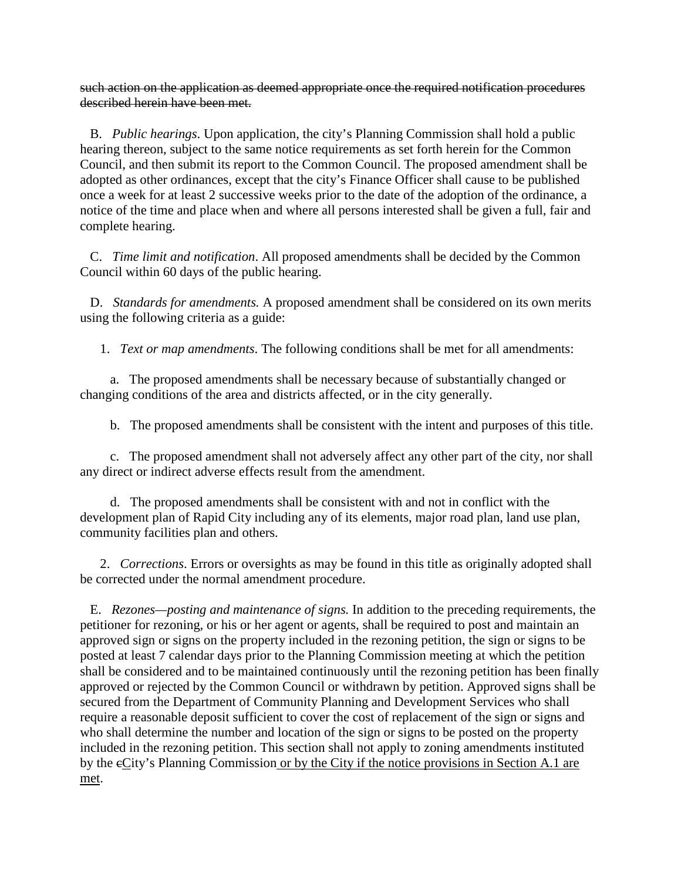~~such action on the application as deemed appropriate once the required notification procedures described herein have been met.~~

B. *Public hearings*. Upon application, the city's Planning Commission shall hold a public hearing thereon, subject to the same notice requirements as set forth herein for the Common Council, and then submit its report to the Common Council. The proposed amendment shall be adopted as other ordinances, except that the city's Finance Officer shall cause to be published once a week for at least 2 successive weeks prior to the date of the adoption of the ordinance, a notice of the time and place when and where all persons interested shall be given a full, fair and complete hearing.

C. *Time limit and notification*. All proposed amendments shall be decided by the Common Council within 60 days of the public hearing.

D. *Standards for amendments.* A proposed amendment shall be considered on its own merits using the following criteria as a guide:

1. *Text or map amendments*. The following conditions shall be met for all amendments:

a. The proposed amendments shall be necessary because of substantially changed or changing conditions of the area and districts affected, or in the city generally.

b. The proposed amendments shall be consistent with the intent and purposes of this title.

c. The proposed amendment shall not adversely affect any other part of the city, nor shall any direct or indirect adverse effects result from the amendment.

d. The proposed amendments shall be consistent with and not in conflict with the development plan of Rapid City including any of its elements, major road plan, land use plan, community facilities plan and others.

2. *Corrections*. Errors or oversights as may be found in this title as originally adopted shall be corrected under the normal amendment procedure.

E. *Rezones—posting and maintenance of signs.* In addition to the preceding requirements, the petitioner for rezoning, or his or her agent or agents, shall be required to post and maintain an approved sign or signs on the property included in the rezoning petition, the sign or signs to be posted at least 7 calendar days prior to the Planning Commission meeting at which the petition shall be considered and to be maintained continuously until the rezoning petition has been finally approved or rejected by the Common Council or withdrawn by petition. Approved signs shall be secured from the Department of Community Planning and Development Services who shall require a reasonable deposit sufficient to cover the cost of replacement of the sign or signs and who shall determine the number and location of the sign or signs to be posted on the property included in the rezoning petition. This section shall not apply to zoning amendments instituted by the ~~c~~<u>C</u>ity's Planning Commission<u> or by the City if the notice provisions in Section A.1 are met</u>.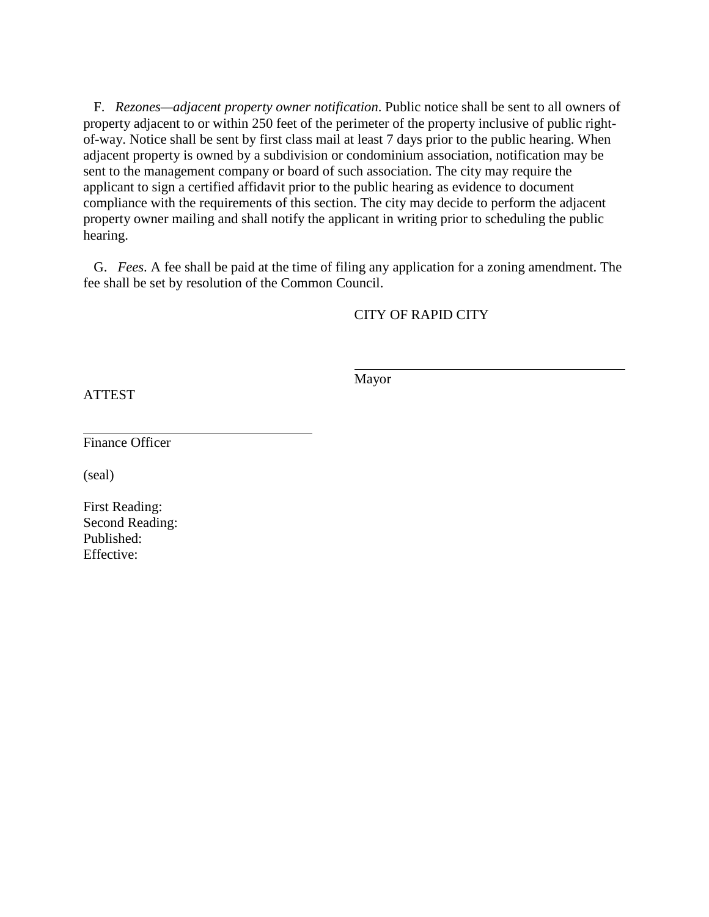F. *Rezones—adjacent property owner notification*. Public notice shall be sent to all owners of property adjacent to or within 250 feet of the perimeter of the property inclusive of public right-of-way. Notice shall be sent by first class mail at least 7 days prior to the public hearing. When adjacent property is owned by a subdivision or condominium association, notification may be sent to the management company or board of such association. The city may require the applicant to sign a certified affidavit prior to the public hearing as evidence to document compliance with the requirements of this section. The city may decide to perform the adjacent property owner mailing and shall notify the applicant in writing prior to scheduling the public hearing.

G. *Fees*. A fee shall be paid at the time of filing any application for a zoning amendment. The fee shall be set by resolution of the Common Council.

CITY OF RAPID CITY

\_\_\_\_\_\_\_\_\_\_\_\_\_\_\_\_\_\_\_\_\_\_\_\_\_\_\_\_\_\_\_\_\_\_\_\_\_\_\_\_
Mayor

ATTEST

\_\_\_\_\_\_\_\_\_\_\_\_\_\_\_\_\_\_\_\_\_\_\_\_\_\_\_\_\_\_\_\_\_\_
Finance Officer

(seal)

First Reading:
Second Reading:
Published:
Effective: